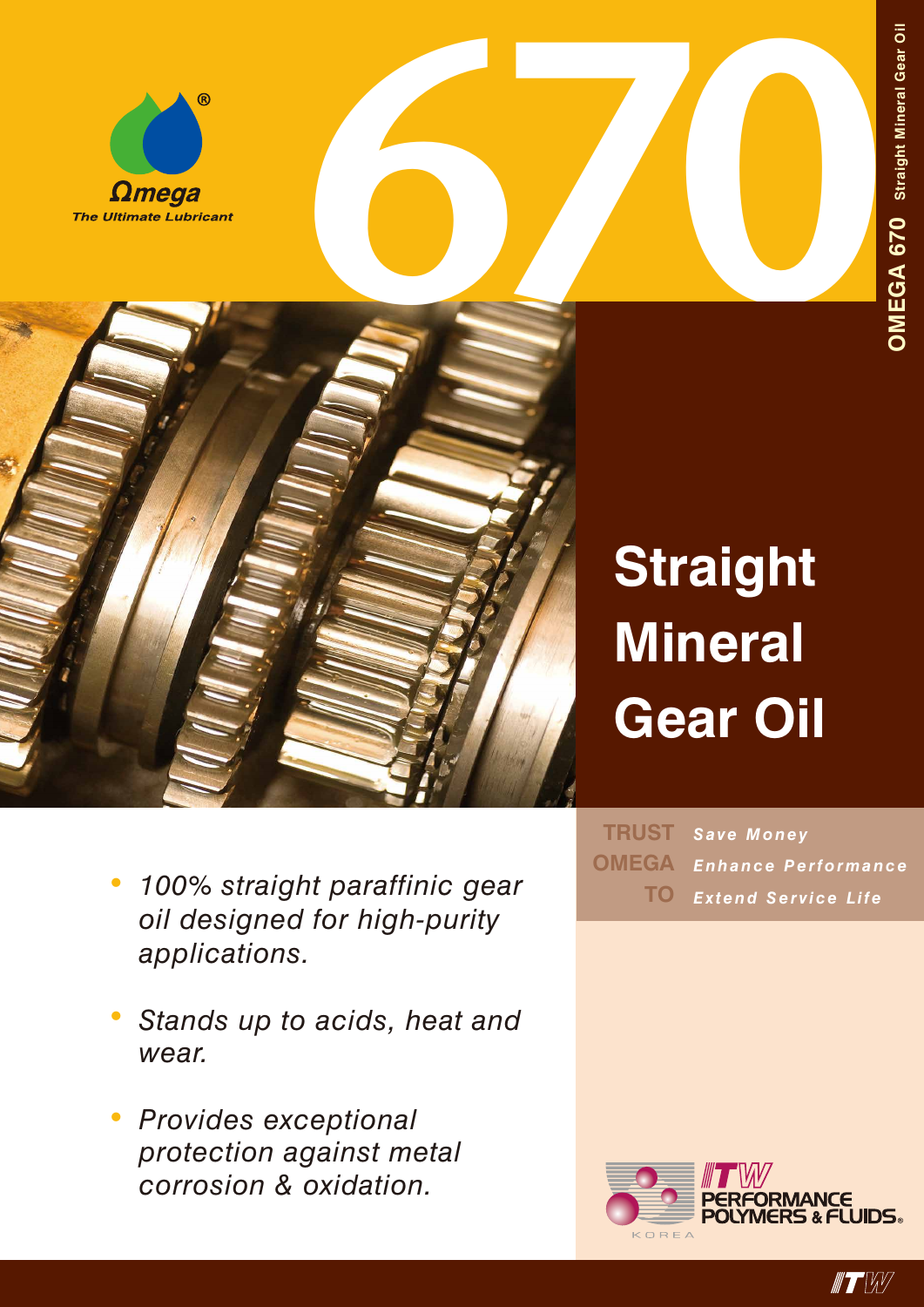Ωmega®

*The Ultimate Lubricant*

# 670

OMEGA 670 Straight Mineral Gear Oil

# Straight Mineral Gear Oil

- *100% straight paraffinic gear oil designed for high-purity applications.*
- *Stands up to acids, heat and wear.*
- *Provides exceptional protection against metal corrosion & oxidation.*

| | |
|---|---|
| **TRUST** | ***Save Money*** |
| **OMEGA** | ***Enhance Performance*** |
| **TO** | ***Extend Service Life*** |

ITW PERFORMANCE POLYMERS & FLUIDS® KOREA

ITW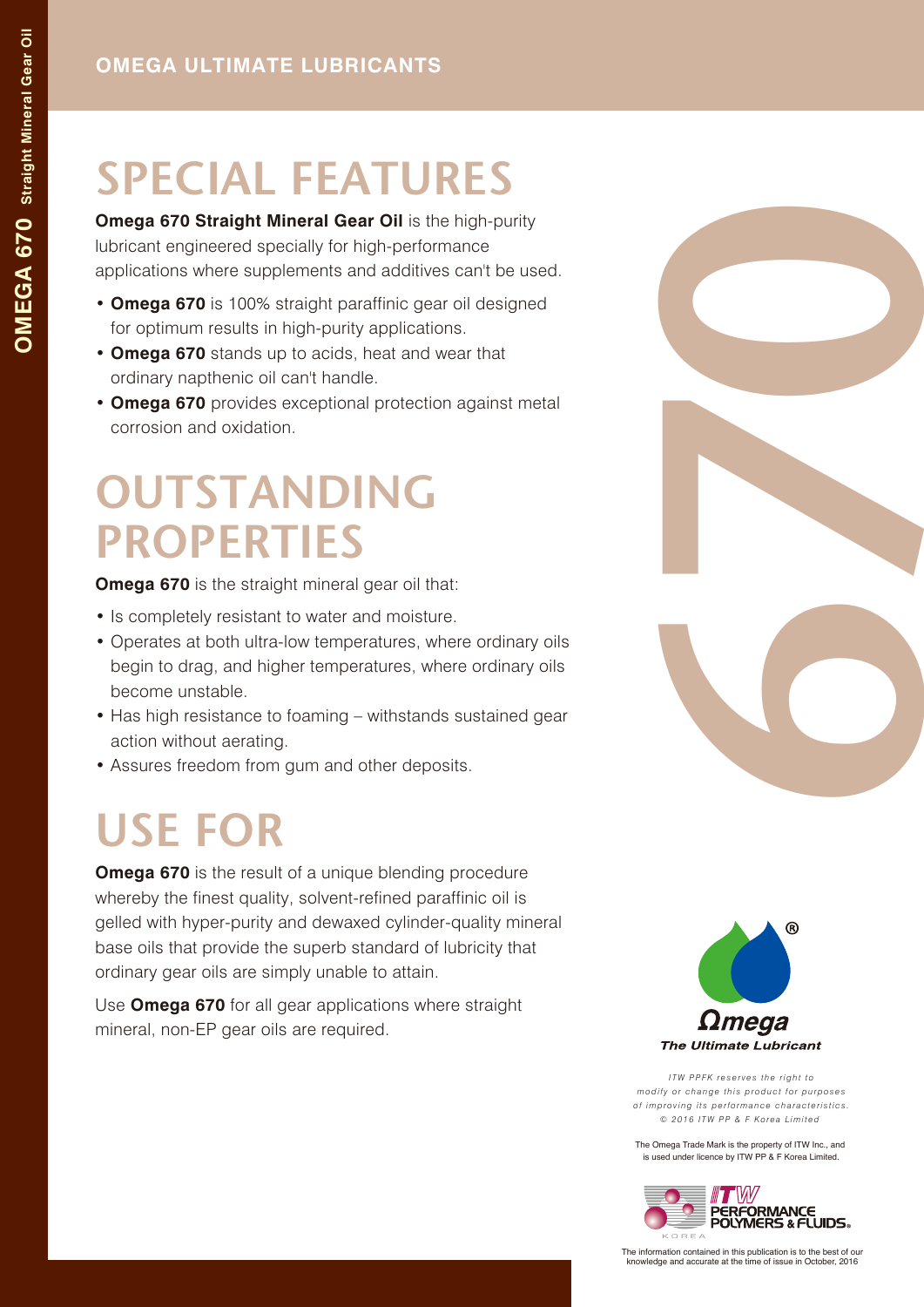OMEGA ULTIMATE LUBRICANTS

# SPECIAL FEATURES

**Omega 670 Straight Mineral Gear Oil** is the high-purity lubricant engineered specially for high-performance applications where supplements and additives can't be used.

- **Omega 670** is 100% straight paraffinic gear oil designed for optimum results in high-purity applications.
- **Omega 670** stands up to acids, heat and wear that ordinary napthenic oil can't handle.
- **Omega 670** provides exceptional protection against metal corrosion and oxidation.

# OUTSTANDING PROPERTIES

**Omega 670** is the straight mineral gear oil that:

- Is completely resistant to water and moisture.
- Operates at both ultra-low temperatures, where ordinary oils begin to drag, and higher temperatures, where ordinary oils become unstable.
- Has high resistance to foaming – withstands sustained gear action without aerating.
- Assures freedom from gum and other deposits.

# USE FOR

**Omega 670** is the result of a unique blending procedure whereby the finest quality, solvent-refined paraffinic oil is gelled with hyper-purity and dewaxed cylinder-quality mineral base oils that provide the superb standard of lubricity that ordinary gear oils are simply unable to attain.

Use **Omega 670** for all gear applications where straight mineral, non-EP gear oils are required.

670

Ωmega®

*The Ultimate Lubricant*

*ITW PPFK reserves the right to modify or change this product for purposes of improving its performance characteristics. © 2016 ITW PP & F Korea Limited*

The Omega Trade Mark is the property of ITW Inc., and is used under licence by ITW PP & F Korea Limited.

ITW PERFORMANCE POLYMERS & FLUIDS® KOREA

The information contained in this publication is to the best of our knowledge and accurate at the time of issue in October, 2016